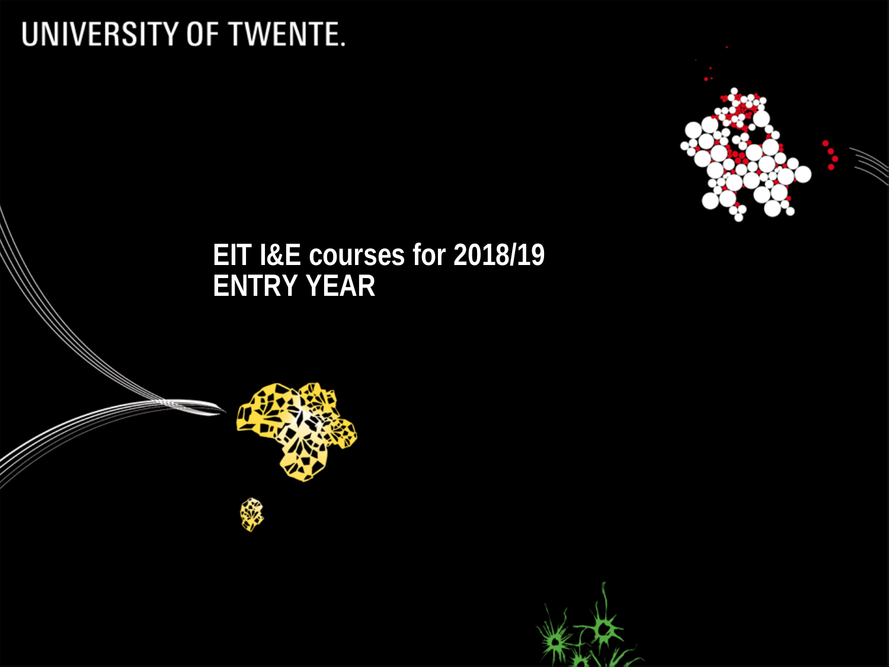UNIVERSITY OF TWENTE.

# EIT I&E courses for 2018/19 ENTRY YEAR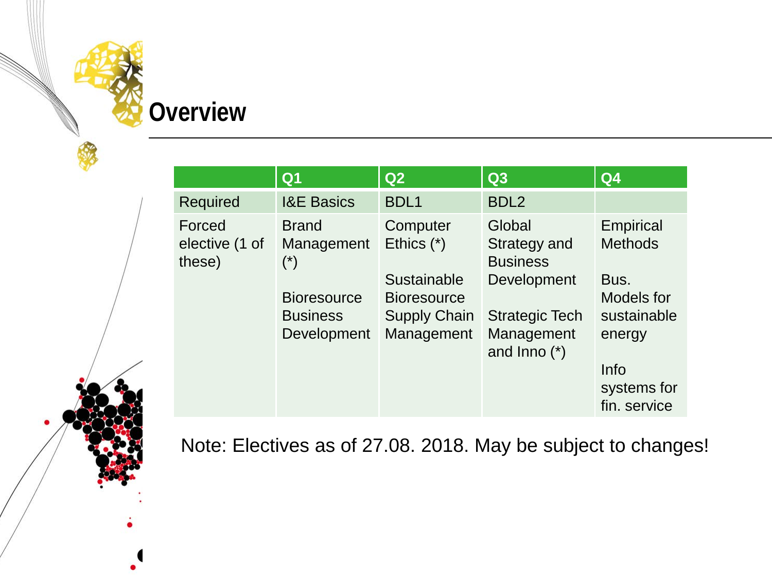# Overview

| | Q1 | Q2 | Q3 | Q4 |
|---|---|---|---|---|
| Required | I&E Basics | BDL1 | BDL2 | |
| Forced elective (1 of these) | Brand Management (*)<br><br>Bioresource Business Development | Computer Ethics (*)<br><br>Sustainable Bioresource Supply Chain Management | Global Strategy and Business Development<br><br>Strategic Tech Management and Inno (*) | Empirical Methods<br><br>Bus. Models for sustainable energy<br><br>Info systems for fin. service |

Note: Electives as of 27.08. 2018. May be subject to changes!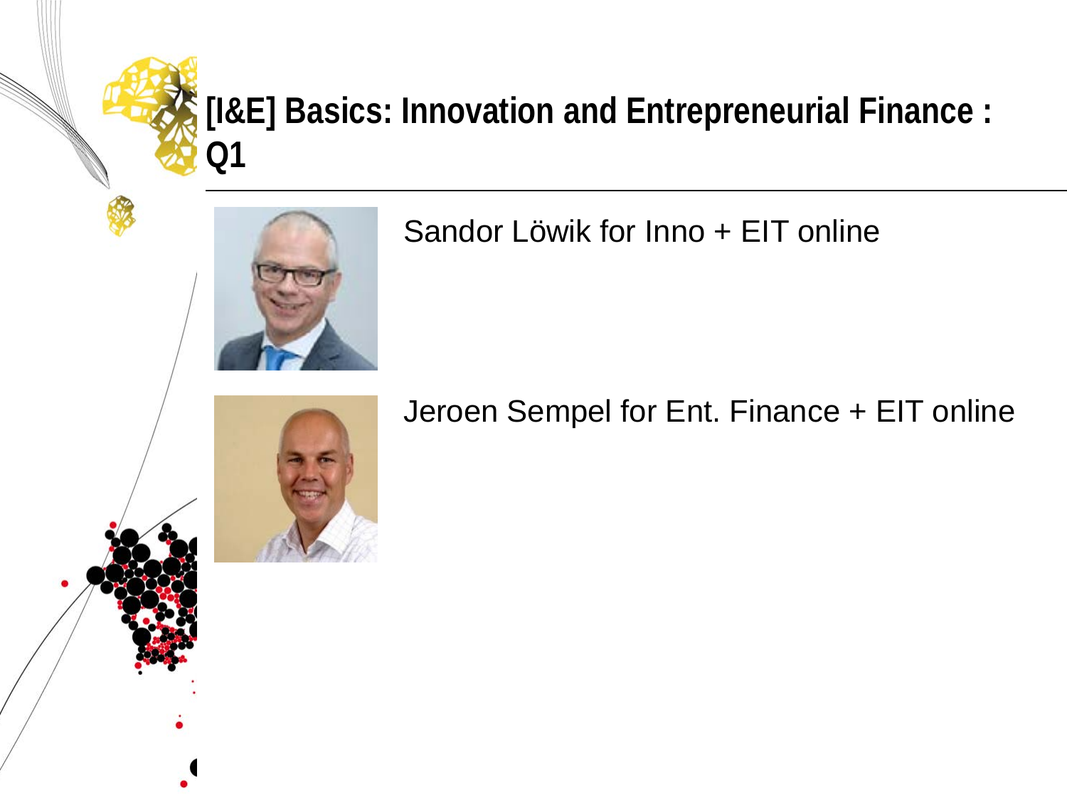# [I&E] Basics: Innovation and Entrepreneurial Finance : Q1

Sandor Löwik for Inno + EIT online

Jeroen Sempel for Ent. Finance + EIT online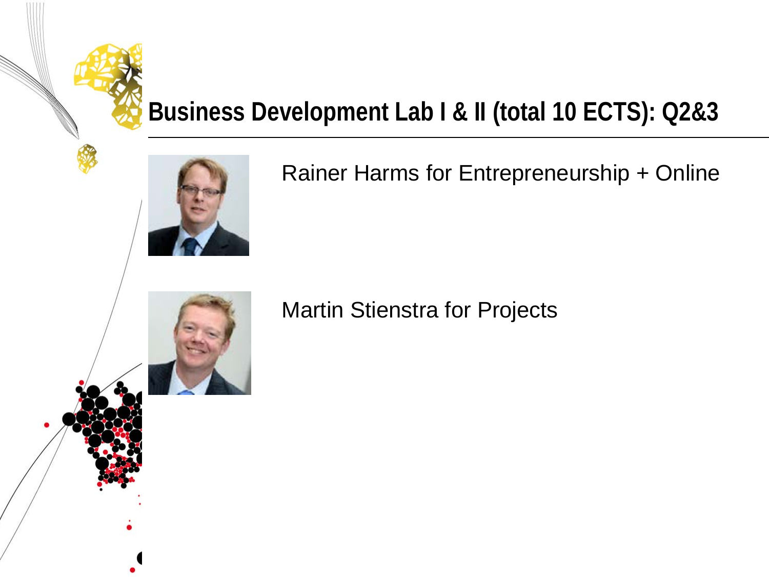# Business Development Lab I & II (total 10 ECTS): Q2&3

Rainer Harms for Entrepreneurship + Online

Martin Stienstra for Projects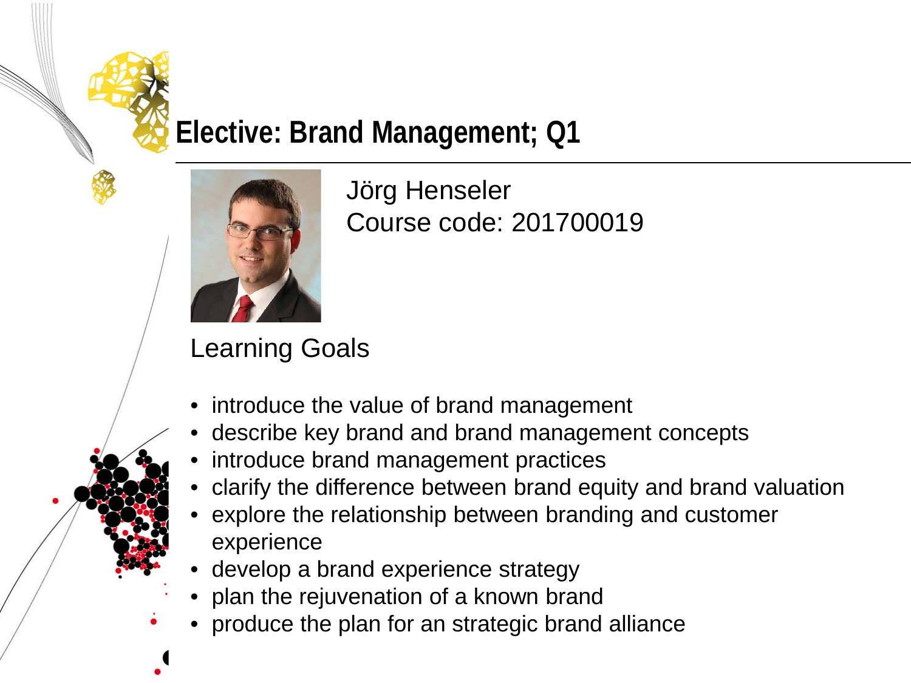# Elective: Brand Management; Q1

Jörg Henseler
Course code: 201700019

## Learning Goals

- introduce the value of brand management
- describe key brand and brand management concepts
- introduce brand management practices
- clarify the difference between brand equity and brand valuation
- explore the relationship between branding and customer experience
- develop a brand experience strategy
- plan the rejuvenation of a known brand
- produce the plan for an strategic brand alliance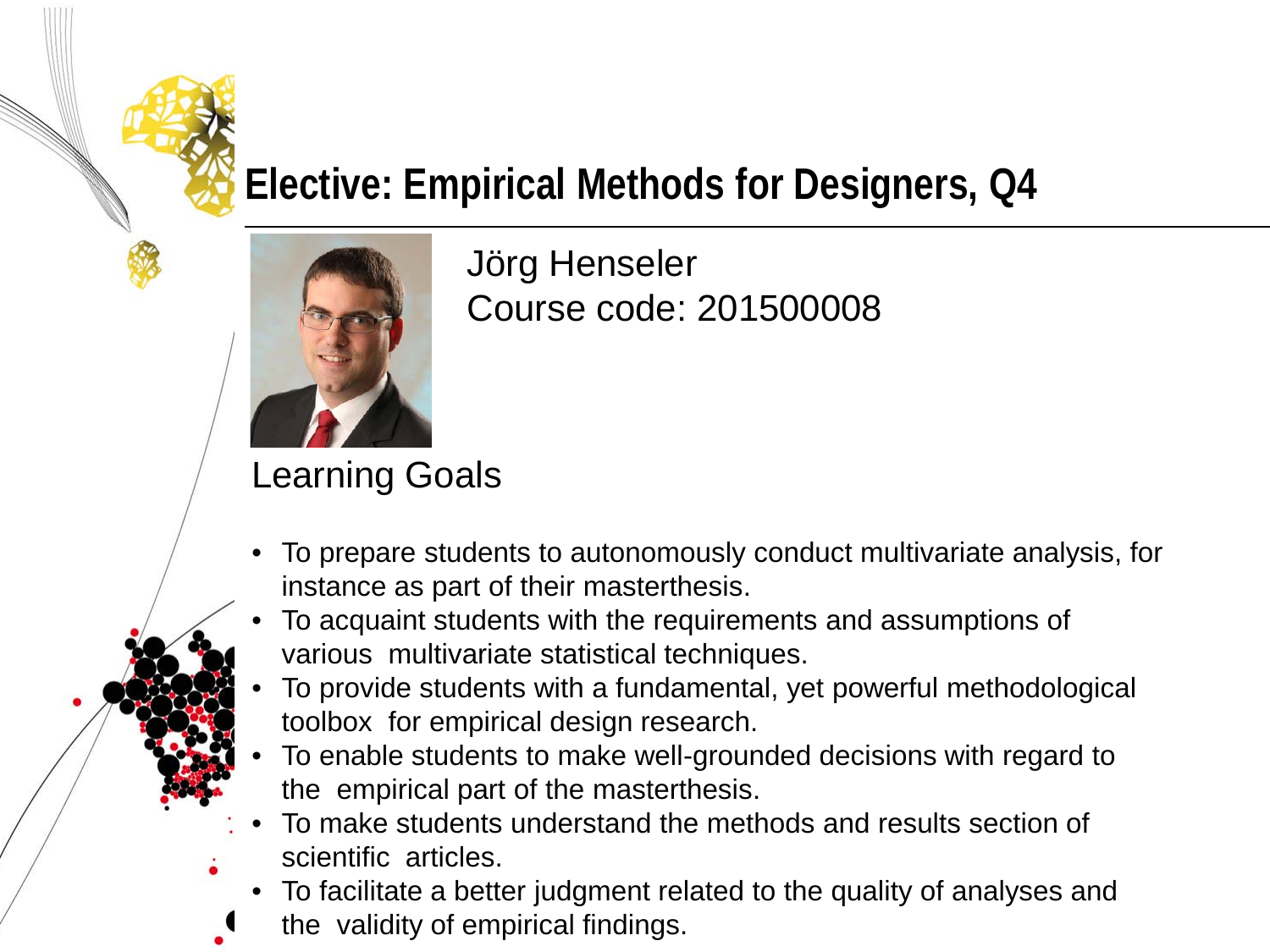# Elective: Empirical Methods for Designers, Q4

Jörg Henseler
Course code: 201500008

## Learning Goals

- To prepare students to autonomously conduct multivariate analysis, for instance as part of their masterthesis.
- To acquaint students with the requirements and assumptions of various multivariate statistical techniques.
- To provide students with a fundamental, yet powerful methodological toolbox for empirical design research.
- To enable students to make well-grounded decisions with regard to the empirical part of the masterthesis.
- To make students understand the methods and results section of scientific articles.
- To facilitate a better judgment related to the quality of analyses and the validity of empirical findings.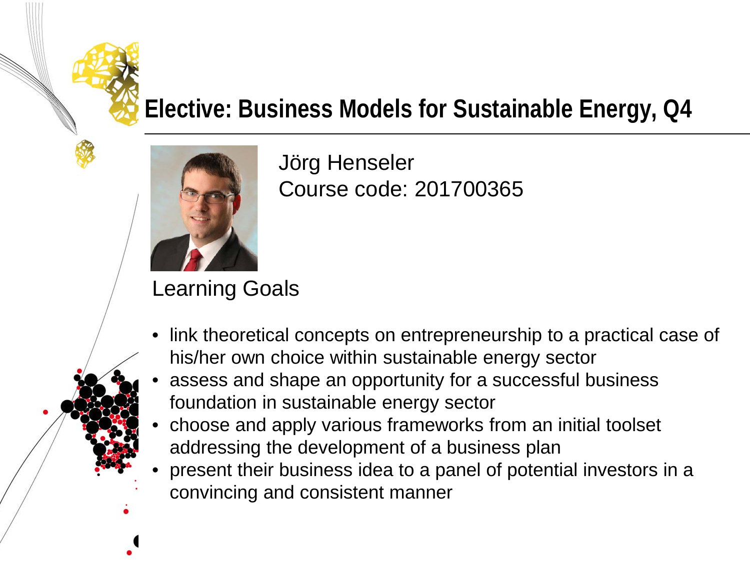# Elective: Business Models for Sustainable Energy, Q4

Jörg Henseler
Course code: 201700365

## Learning Goals

- link theoretical concepts on entrepreneurship to a practical case of his/her own choice within sustainable energy sector
- assess and shape an opportunity for a successful business foundation in sustainable energy sector
- choose and apply various frameworks from an initial toolset addressing the development of a business plan
- present their business idea to a panel of potential investors in a convincing and consistent manner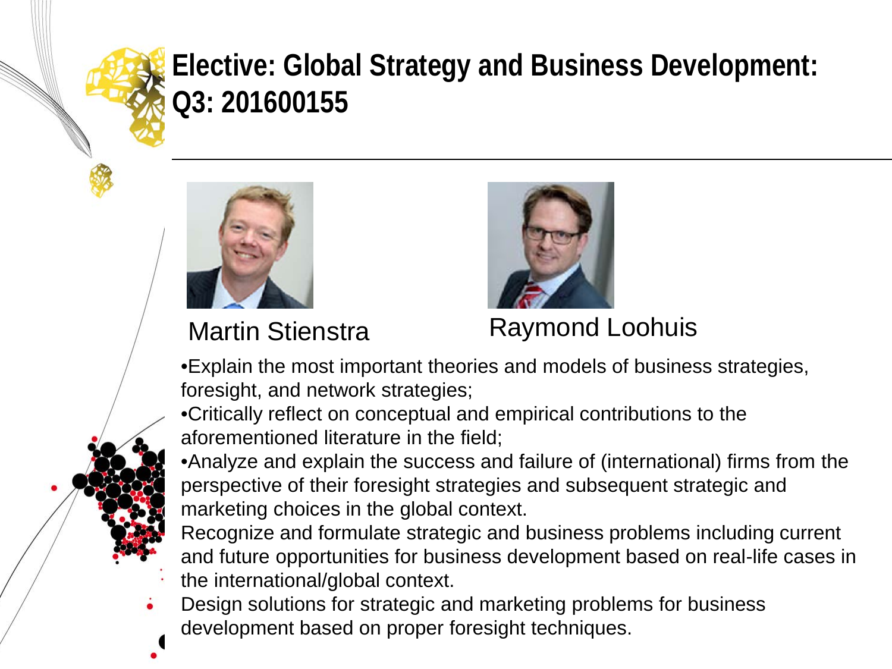# Elective: Global Strategy and Business Development: Q3: 201600155

Martin Stienstra

Raymond Loohuis

- Explain the most important theories and models of business strategies, foresight, and network strategies;
- Critically reflect on conceptual and empirical contributions to the aforementioned literature in the field;
- Analyze and explain the success and failure of (international) firms from the perspective of their foresight strategies and subsequent strategic and marketing choices in the global context.
- Recognize and formulate strategic and business problems including current and future opportunities for business development based on real-life cases in the international/global context.
- Design solutions for strategic and marketing problems for business development based on proper foresight techniques.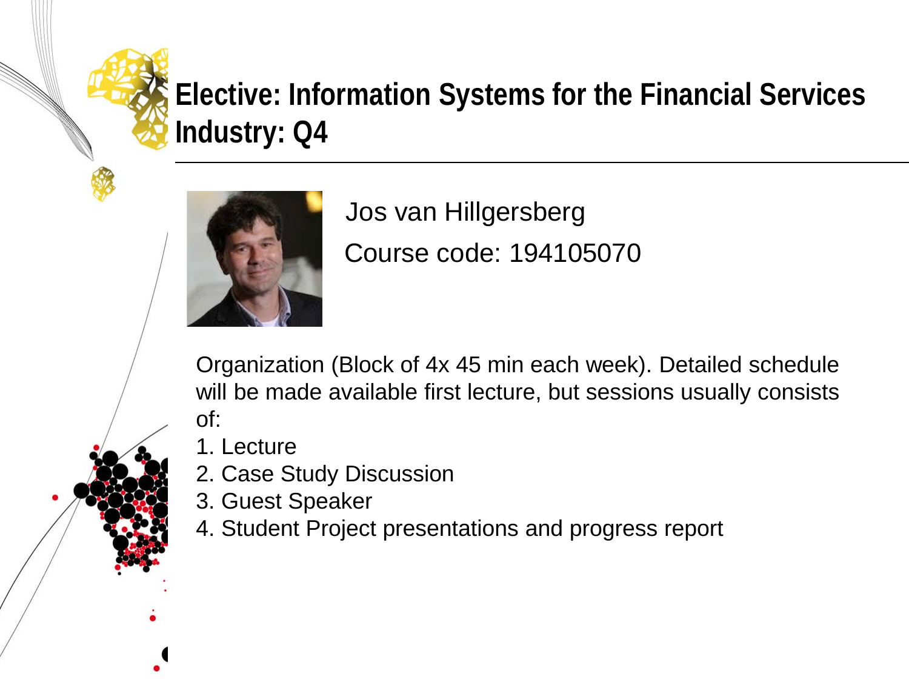# Elective: Information Systems for the Financial Services Industry: Q4

Jos van Hillgersberg

Course code: 194105070

Organization (Block of 4x 45 min each week). Detailed schedule will be made available first lecture, but sessions usually consists of:

1. Lecture
2. Case Study Discussion
3. Guest Speaker
4. Student Project presentations and progress report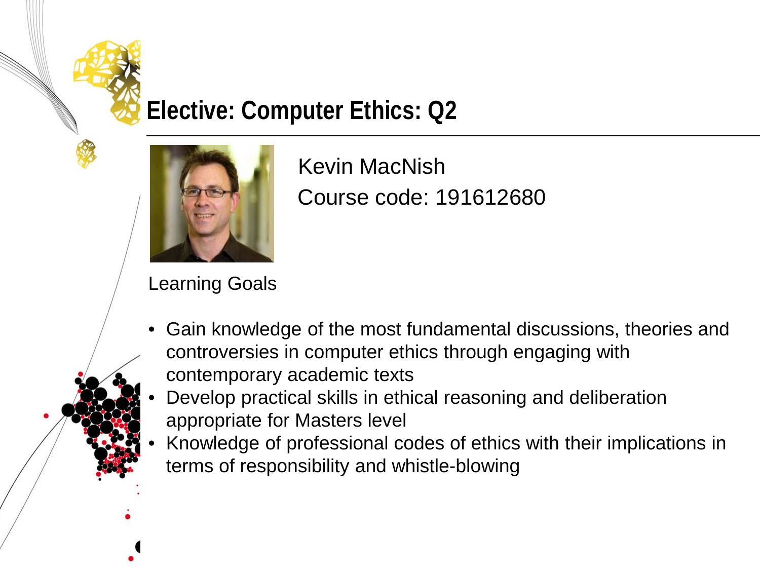# Elective: Computer Ethics: Q2

Kevin MacNish

Course code: 191612680

Learning Goals

- Gain knowledge of the most fundamental discussions, theories and controversies in computer ethics through engaging with contemporary academic texts
- Develop practical skills in ethical reasoning and deliberation appropriate for Masters level
- Knowledge of professional codes of ethics with their implications in terms of responsibility and whistle-blowing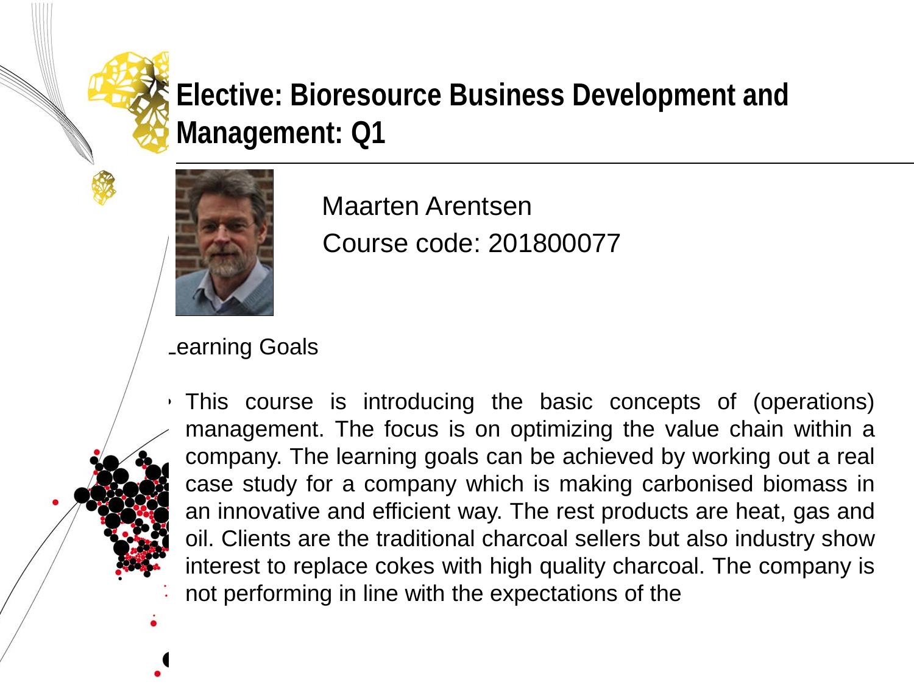# Elective: Bioresource Business Development and Management: Q1

Maarten Arentsen

Course code: 201800077

Learning Goals

- This course is introducing the basic concepts of (operations) management. The focus is on optimizing the value chain within a company. The learning goals can be achieved by working out a real case study for a company which is making carbonised biomass in an innovative and efficient way. The rest products are heat, gas and oil. Clients are the traditional charcoal sellers but also industry show interest to replace cokes with high quality charcoal. The company is not performing in line with the expectations of the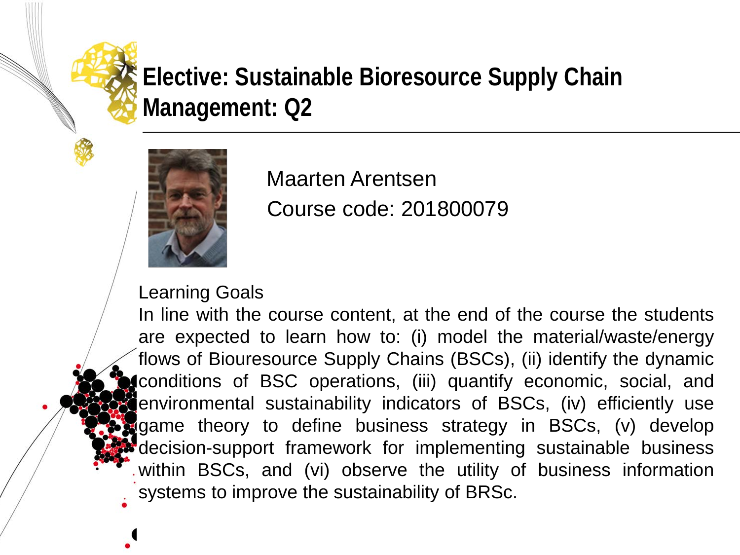# Elective: Sustainable Bioresource Supply Chain Management: Q2

Maarten Arentsen
Course code: 201800079

Learning Goals

In line with the course content, at the end of the course the students are expected to learn how to: (i) model the material/waste/energy flows of Biouresource Supply Chains (BSCs), (ii) identify the dynamic conditions of BSC operations, (iii) quantify economic, social, and environmental sustainability indicators of BSCs, (iv) efficiently use game theory to define business strategy in BSCs, (v) develop decision-support framework for implementing sustainable business within BSCs, and (vi) observe the utility of business information systems to improve the sustainability of BRSc.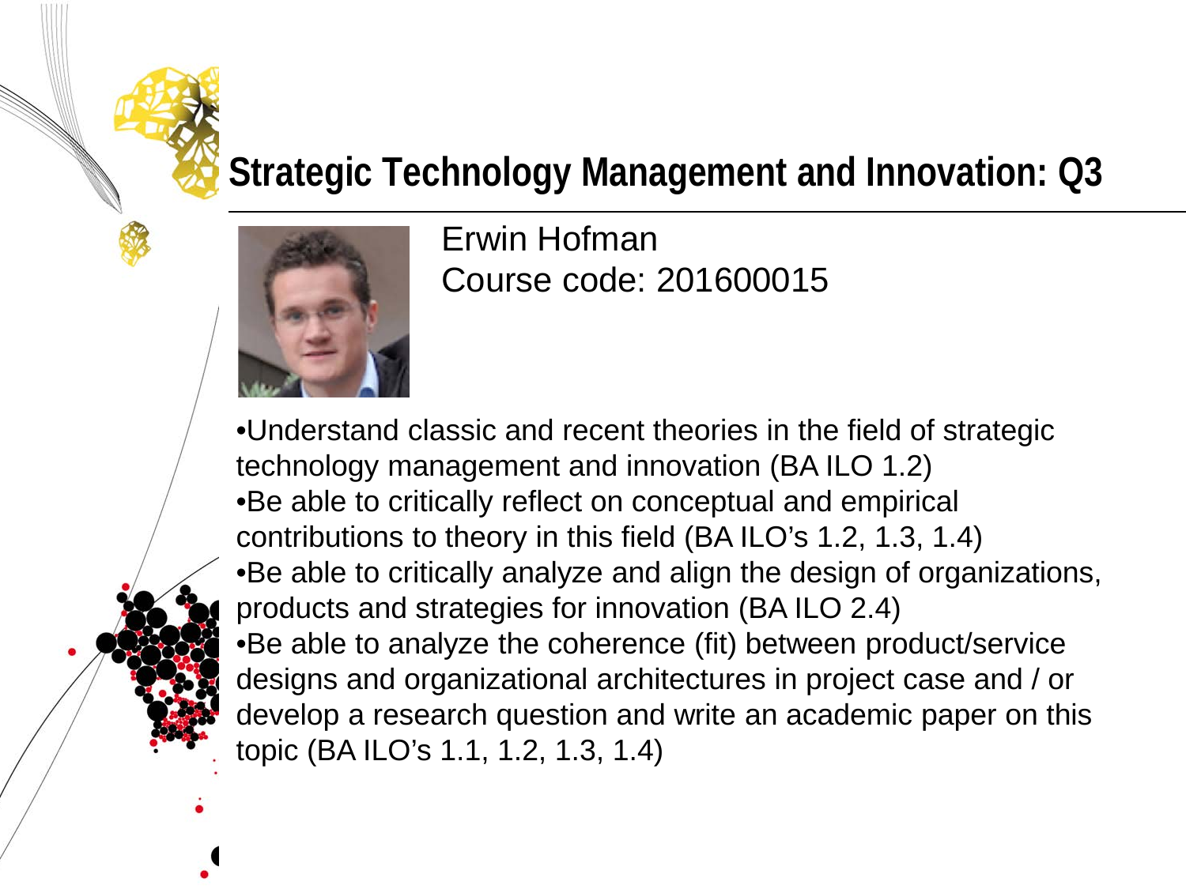# Strategic Technology Management and Innovation: Q3

Erwin Hofman
Course code: 201600015

- Understand classic and recent theories in the field of strategic technology management and innovation (BA ILO 1.2)
- Be able to critically reflect on conceptual and empirical contributions to theory in this field (BA ILO's 1.2, 1.3, 1.4)
- Be able to critically analyze and align the design of organizations, products and strategies for innovation (BA ILO 2.4)
- Be able to analyze the coherence (fit) between product/service designs and organizational architectures in project case and / or develop a research question and write an academic paper on this topic (BA ILO's 1.1, 1.2, 1.3, 1.4)